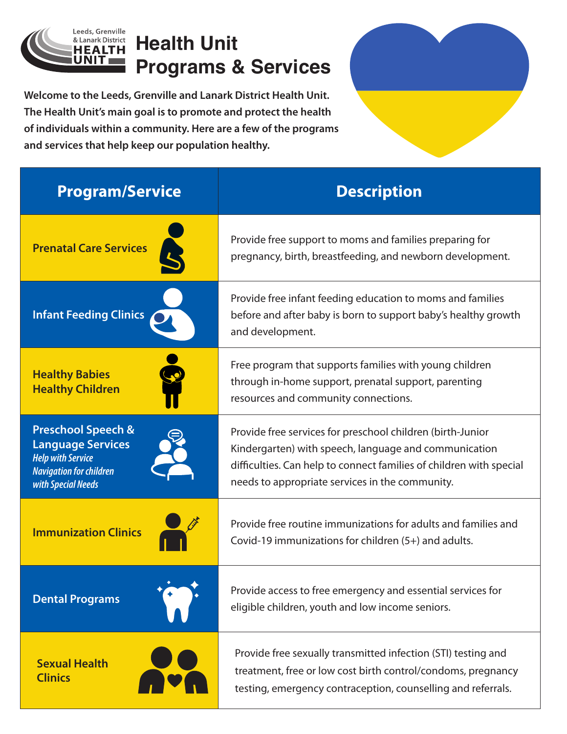Leeds, Grenville & Lanark District HEALTH UNIT

# Health Unit Programs & Services

**Welcome to the Leeds, Grenville and Lanark District Health Unit. The Health Unit's main goal is to promote and protect the health of individuals within a community. Here are a few of the programs and services that help keep our population healthy.**

| Program/Service | Description |
|---|---|
| **Prenatal Care Services** | Provide free support to moms and families preparing for pregnancy, birth, breastfeeding, and newborn development. |
| **Infant Feeding Clinics** | Provide free infant feeding education to moms and families before and after baby is born to support baby's healthy growth and development. |
| **Healthy Babies Healthy Children** | Free program that supports families with young children through in-home support, prenatal support, parenting resources and community connections. |
| **Preschool Speech & Language Services** *Help with Service Navigation for children with Special Needs* | Provide free services for preschool children (birth-Junior Kindergarten) with speech, language and communication difficulties. Can help to connect families of children with special needs to appropriate services in the community. |
| **Immunization Clinics** | Provide free routine immunizations for adults and families and Covid-19 immunizations for children (5+) and adults. |
| **Dental Programs** | Provide access to free emergency and essential services for eligible children, youth and low income seniors. |
| **Sexual Health Clinics** | Provide free sexually transmitted infection (STI) testing and treatment, free or low cost birth control/condoms, pregnancy testing, emergency contraception, counselling and referrals. |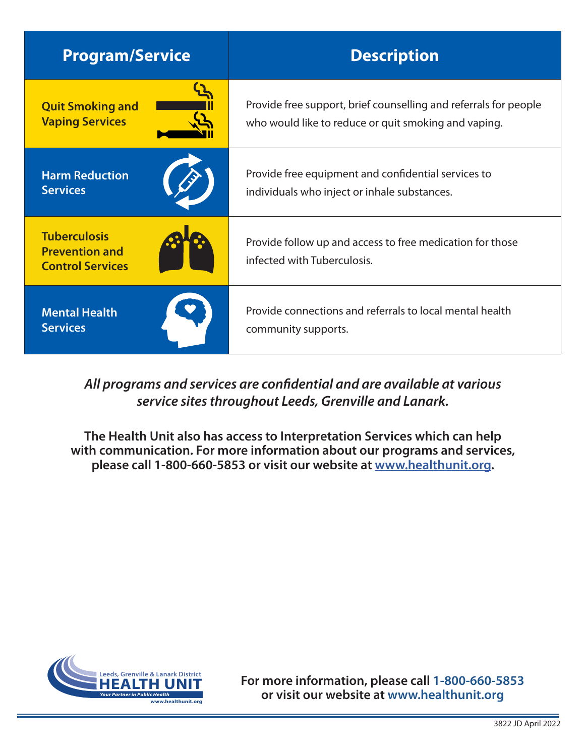| Program/Service | Description |
| --- | --- |
| Quit Smoking and Vaping Services | Provide free support, brief counselling and referrals for people who would like to reduce or quit smoking and vaping. |
| Harm Reduction Services | Provide free equipment and confidential services to individuals who inject or inhale substances. |
| Tuberculosis Prevention and Control Services | Provide follow up and access to free medication for those infected with Tuberculosis. |
| Mental Health Services | Provide connections and referrals to local mental health community supports. |

***All programs and services are confidential and are available at various service sites throughout Leeds, Grenville and Lanark.***

**The Health Unit also has access to Interpretation Services which can help with communication. For more information about our programs and services, please call 1-800-660-5853 or visit our website at www.healthunit.org.**

Leeds, Grenville & Lanark District
HEALTH UNIT
Your Partner in Public Health
www.healthunit.org

**For more information, please call 1-800-660-5853 or visit our website at www.healthunit.org**

3822 JD April 2022